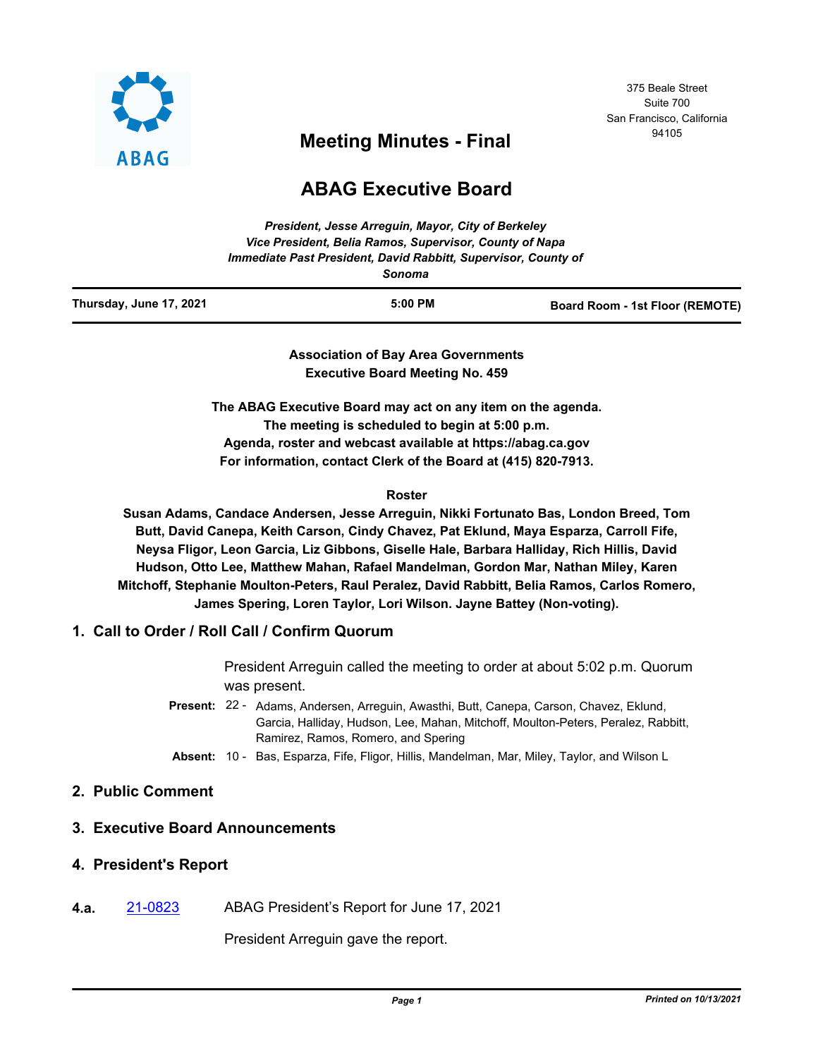375 Beale Street
Suite 700
San Francisco, California
94105

# Meeting Minutes - Final

# ABAG Executive Board

*President, Jesse Arreguin, Mayor, City of Berkeley*
*Vice President, Belia Ramos, Supervisor, County of Napa*
*Immediate Past President, David Rabbitt, Supervisor, County of Sonoma*

| Thursday, June 17, 2021 | 5:00 PM | Board Room - 1st Floor (REMOTE) |
|---|---|---|

**Association of Bay Area Governments**
**Executive Board Meeting No. 459**

**The ABAG Executive Board may act on any item on the agenda.**
**The meeting is scheduled to begin at 5:00 p.m.**
**Agenda, roster and webcast available at https://abag.ca.gov**
**For information, contact Clerk of the Board at (415) 820-7913.**

**Roster**

**Susan Adams, Candace Andersen, Jesse Arreguin, Nikki Fortunato Bas, London Breed, Tom Butt, David Canepa, Keith Carson, Cindy Chavez, Pat Eklund, Maya Esparza, Carroll Fife, Neysa Fligor, Leon Garcia, Liz Gibbons, Giselle Hale, Barbara Halliday, Rich Hillis, David Hudson, Otto Lee, Matthew Mahan, Rafael Mandelman, Gordon Mar, Nathan Miley, Karen Mitchoff, Stephanie Moulton-Peters, Raul Peralez, David Rabbitt, Belia Ramos, Carlos Romero, James Spering, Loren Taylor, Lori Wilson. Jayne Battey (Non-voting).**

## 1. Call to Order / Roll Call / Confirm Quorum

President Arreguin called the meeting to order at about 5:02 p.m. Quorum was present.

**Present:** 22 - Adams, Andersen, Arreguin, Awasthi, Butt, Canepa, Carson, Chavez, Eklund, Garcia, Halliday, Hudson, Lee, Mahan, Mitchoff, Moulton-Peters, Peralez, Rabbitt, Ramirez, Ramos, Romero, and Spering

**Absent:** 10 - Bas, Esparza, Fife, Fligor, Hillis, Mandelman, Mar, Miley, Taylor, and Wilson L

## 2. Public Comment

## 3. Executive Board Announcements

## 4. President's Report

**4.a.** 21-0823 ABAG President's Report for June 17, 2021

President Arreguin gave the report.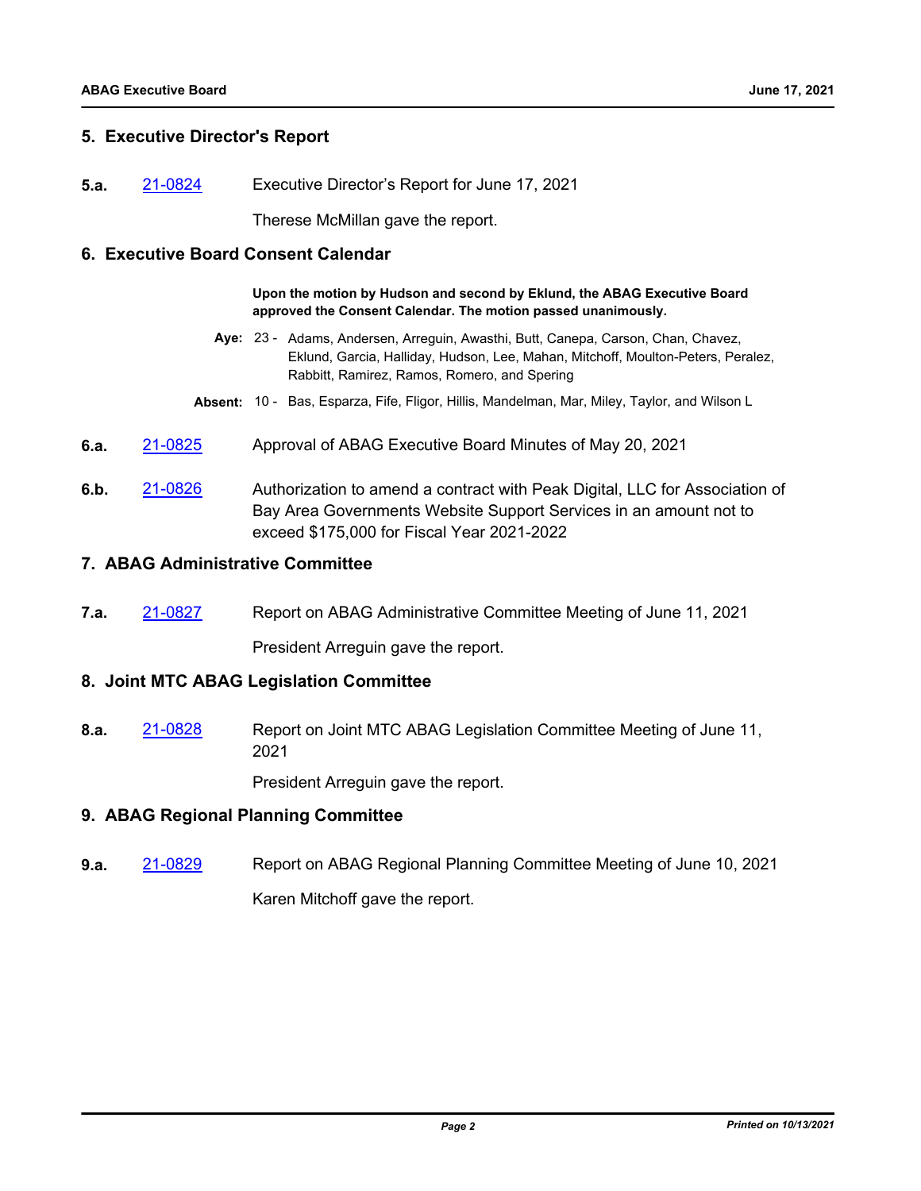## 5. Executive Director's Report

**5.a.** 21-0824 Executive Director’s Report for June 17, 2021

Therese McMillan gave the report.

## 6. Executive Board Consent Calendar

**Upon the motion by Hudson and second by Eklund, the ABAG Executive Board approved the Consent Calendar. The motion passed unanimously.**

**Aye:** 23 - Adams, Andersen, Arreguin, Awasthi, Butt, Canepa, Carson, Chan, Chavez, Eklund, Garcia, Halliday, Hudson, Lee, Mahan, Mitchoff, Moulton-Peters, Peralez, Rabbitt, Ramirez, Ramos, Romero, and Spering

**Absent:** 10 - Bas, Esparza, Fife, Fligor, Hillis, Mandelman, Mar, Miley, Taylor, and Wilson L

**6.a.** 21-0825 Approval of ABAG Executive Board Minutes of May 20, 2021

**6.b.** 21-0826 Authorization to amend a contract with Peak Digital, LLC for Association of Bay Area Governments Website Support Services in an amount not to exceed $175,000 for Fiscal Year 2021-2022

## 7. ABAG Administrative Committee

**7.a.** 21-0827 Report on ABAG Administrative Committee Meeting of June 11, 2021

President Arreguin gave the report.

## 8. Joint MTC ABAG Legislation Committee

**8.a.** 21-0828 Report on Joint MTC ABAG Legislation Committee Meeting of June 11, 2021

President Arreguin gave the report.

## 9. ABAG Regional Planning Committee

**9.a.** 21-0829 Report on ABAG Regional Planning Committee Meeting of June 10, 2021

Karen Mitchoff gave the report.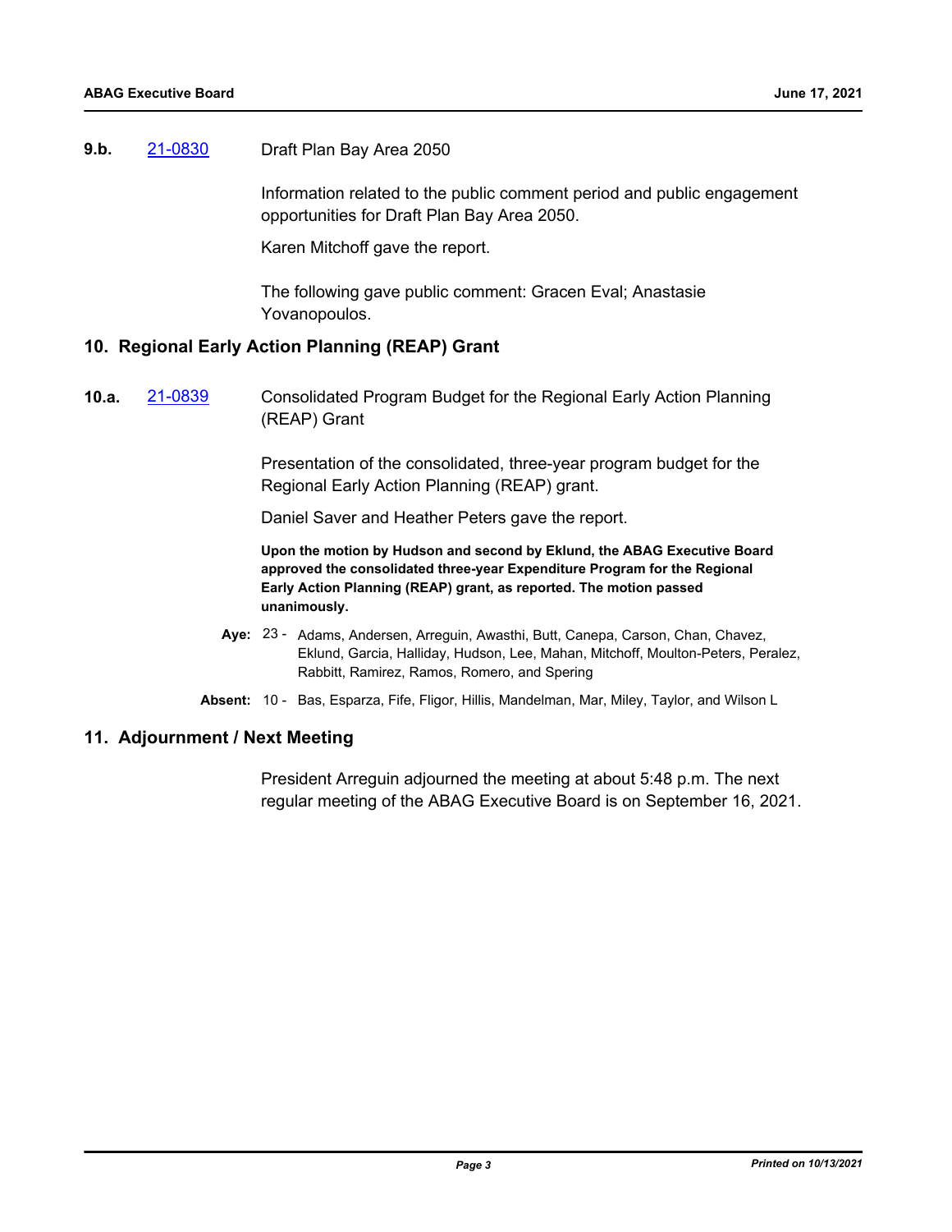**9.b.** 21-0830 Draft Plan Bay Area 2050

Information related to the public comment period and public engagement opportunities for Draft Plan Bay Area 2050.

Karen Mitchoff gave the report.

The following gave public comment: Gracen Eval; Anastasie Yovanopoulos.

## 10. Regional Early Action Planning (REAP) Grant

**10.a.** 21-0839 Consolidated Program Budget for the Regional Early Action Planning (REAP) Grant

Presentation of the consolidated, three-year program budget for the Regional Early Action Planning (REAP) grant.

Daniel Saver and Heather Peters gave the report.

**Upon the motion by Hudson and second by Eklund, the ABAG Executive Board approved the consolidated three-year Expenditure Program for the Regional Early Action Planning (REAP) grant, as reported. The motion passed unanimously.**

**Aye:** 23 - Adams, Andersen, Arreguin, Awasthi, Butt, Canepa, Carson, Chan, Chavez, Eklund, Garcia, Halliday, Hudson, Lee, Mahan, Mitchoff, Moulton-Peters, Peralez, Rabbitt, Ramirez, Ramos, Romero, and Spering

**Absent:** 10 - Bas, Esparza, Fife, Fligor, Hillis, Mandelman, Mar, Miley, Taylor, and Wilson L

## 11. Adjournment / Next Meeting

President Arreguin adjourned the meeting at about 5:48 p.m. The next regular meeting of the ABAG Executive Board is on September 16, 2021.